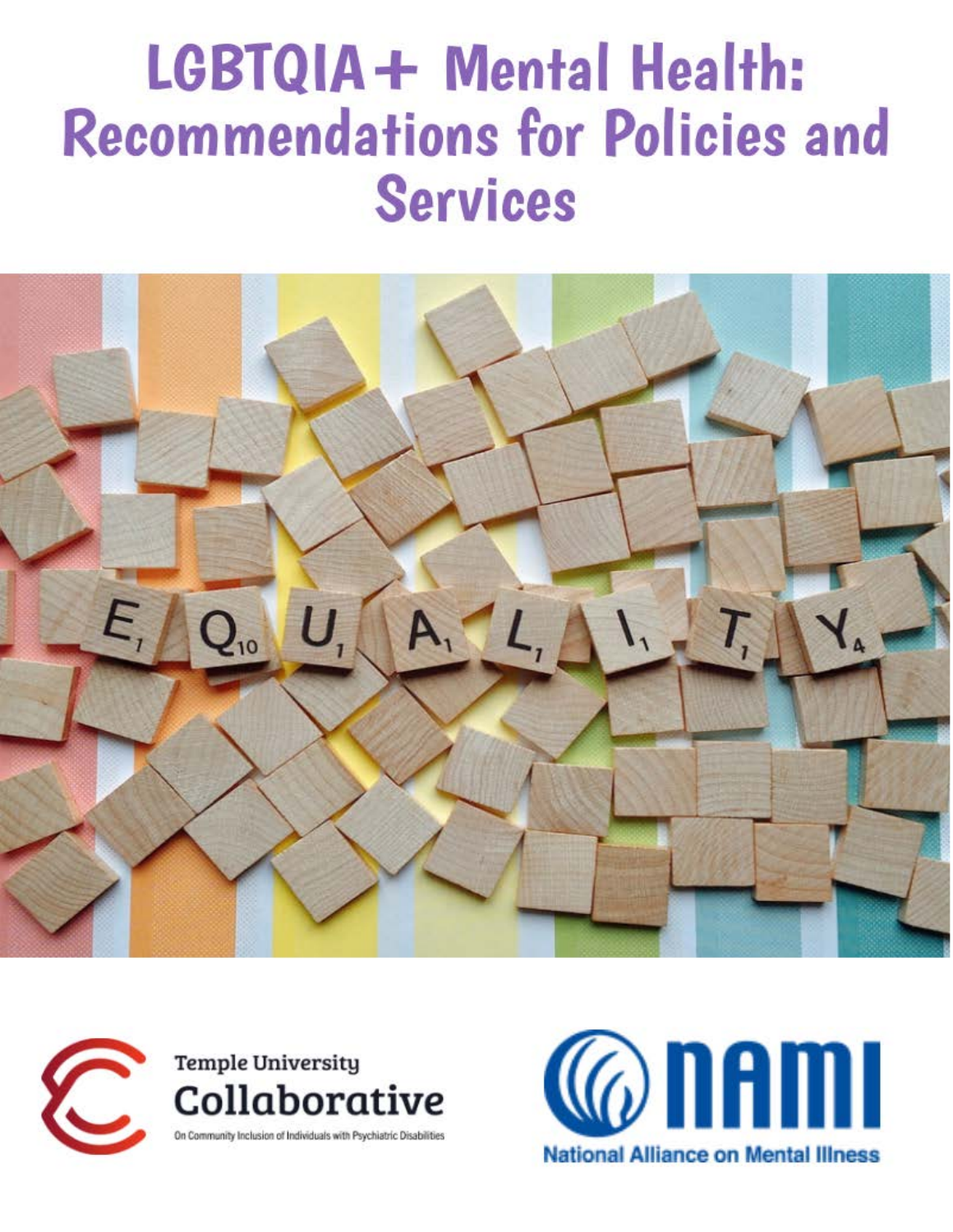# LGBTQIA+ Mental Health: Recommendations for Policies and Services

Temple University Collaborative

On Community Inclusion of Individuals with Psychiatric Disabilities

NAMI

National Alliance on Mental Illness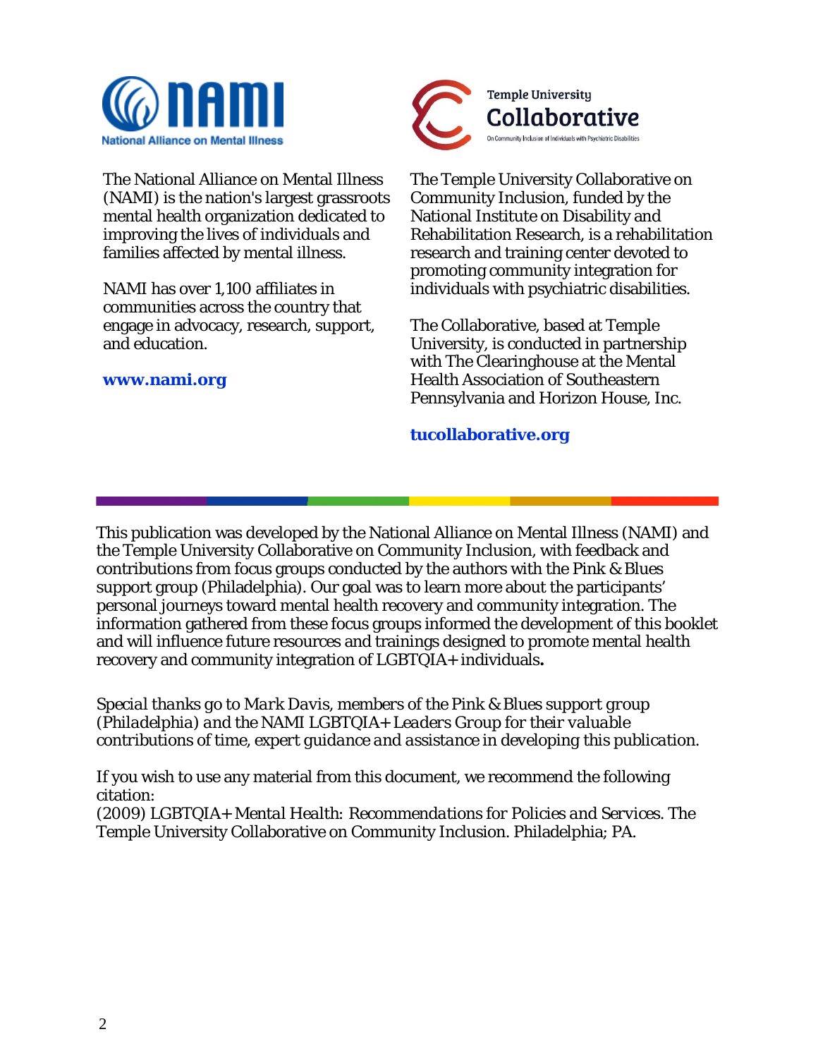**NAMI**
National Alliance on Mental Illness

The National Alliance on Mental Illness (NAMI) is the nation's largest grassroots mental health organization dedicated to improving the lives of individuals and families affected by mental illness.

NAMI has over 1,100 affiliates in communities across the country that engage in advocacy, research, support, and education.

**www.nami.org**

**Temple University Collaborative**
On Community Inclusion of Individuals with Psychiatric Disabilities

The Temple University Collaborative on Community Inclusion, funded by the National Institute on Disability and Rehabilitation Research, is a rehabilitation research and training center devoted to promoting community integration for individuals with psychiatric disabilities.

The Collaborative, based at Temple University, is conducted in partnership with The Clearinghouse at the Mental Health Association of Southeastern Pennsylvania and Horizon House, Inc.

**tucollaborative.org**

---

This publication was developed by the National Alliance on Mental Illness (NAMI) and the Temple University Collaborative on Community Inclusion, with feedback and contributions from focus groups conducted by the authors with the Pink & Blues support group (Philadelphia). Our goal was to learn more about the participants' personal journeys toward mental health recovery and community integration. The information gathered from these focus groups informed the development of this booklet and will influence future resources and trainings designed to promote mental health recovery and community integration of LGBTQIA+ individuals**.**

*Special thanks go to Mark Davis, members of the Pink & Blues support group (Philadelphia) and the NAMI LGBTQIA+ Leaders Group for their valuable contributions of time, expert guidance and assistance in developing this publication.*

If you wish to use any material from this document, we recommend the following citation:
(2009) *LGBTQIA+ Mental Health: Recommendations for Policies and Services.* The Temple University Collaborative on Community Inclusion. Philadelphia; PA.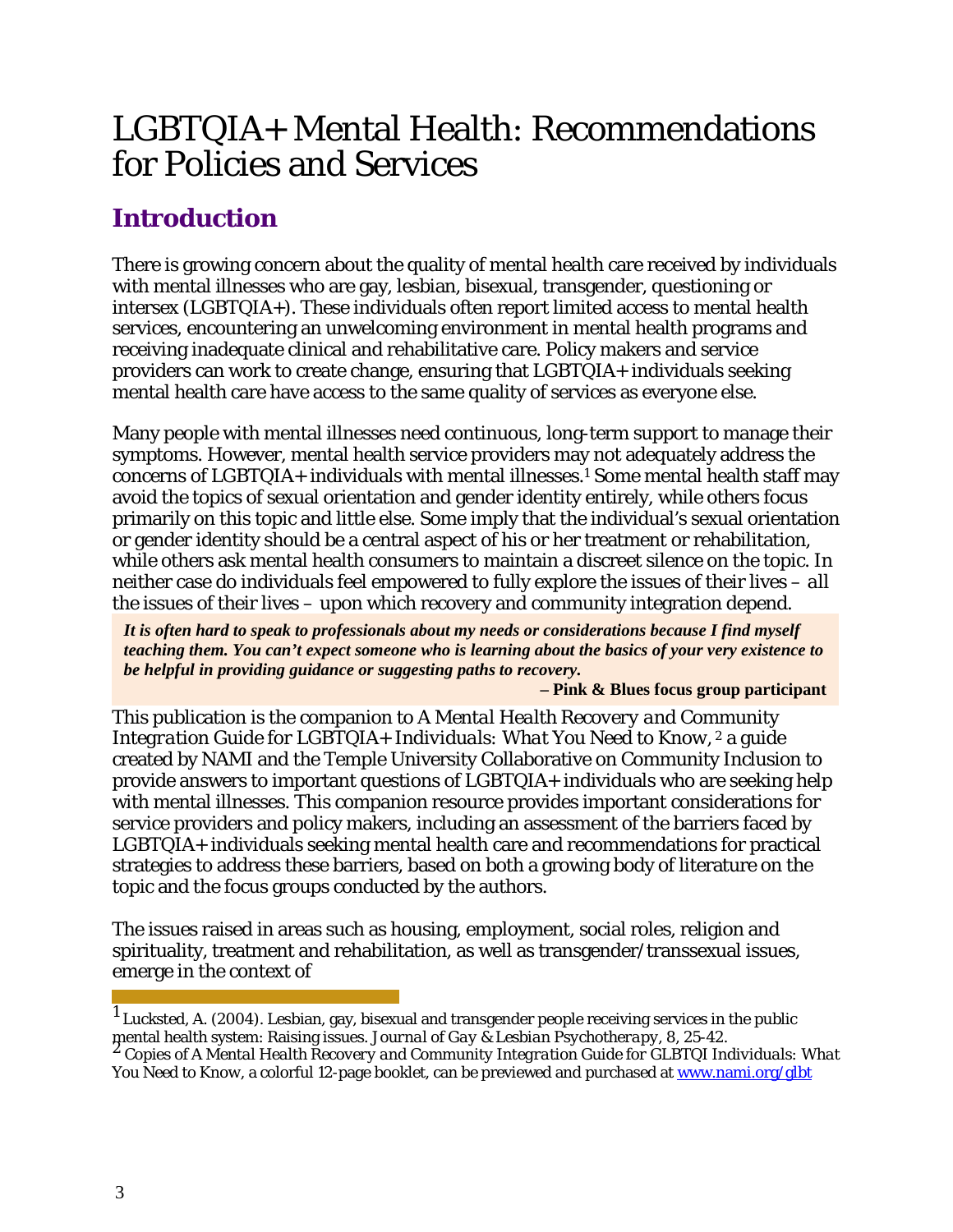# LGBTQIA+ Mental Health: Recommendations for Policies and Services

## Introduction

There is growing concern about the quality of mental health care received by individuals with mental illnesses who are gay, lesbian, bisexual, transgender, questioning or intersex (LGBTQIA+). These individuals often report limited access to mental health services, encountering an unwelcoming environment in mental health programs and receiving inadequate clinical and rehabilitative care. Policy makers and service providers can work to create change, ensuring that LGBTQIA+ individuals seeking mental health care have access to the same quality of services as everyone else.

Many people with mental illnesses need continuous, long-term support to manage their symptoms. However, mental health service providers may not adequately address the concerns of LGBTQIA+ individuals with mental illnesses.[1] Some mental health staff may avoid the topics of sexual orientation and gender identity entirely, while others focus primarily on this topic and little else. Some imply that the individual's sexual orientation or gender identity should be a central aspect of his or her treatment or rehabilitation, while others ask mental health consumers to maintain a discreet silence on the topic. In neither case do individuals feel empowered to fully explore the issues of their lives – all the issues of their lives – upon which recovery and community integration depend.

> ***It is often hard to speak to professionals about my needs or considerations because I find myself teaching them. You can't expect someone who is learning about the basics of your very existence to be helpful in providing guidance or suggesting paths to recovery.***
>
> **– Pink & Blues focus group participant**

This publication is the companion to *A Mental Health Recovery and Community Integration Guide for LGBTQIA+ Individuals: What You Need to Know*,[2] a guide created by NAMI and the Temple University Collaborative on Community Inclusion to provide answers to important questions of LGBTQIA+ individuals who are seeking help with mental illnesses. This companion resource provides important considerations for service providers and policy makers, including an assessment of the barriers faced by LGBTQIA+ individuals seeking mental health care and recommendations for practical strategies to address these barriers, based on both a growing body of literature on the topic and the focus groups conducted by the authors.

The issues raised in areas such as housing, employment, social roles, religion and spirituality, treatment and rehabilitation, as well as transgender/transsexual issues, emerge in the context of

---

[1] Lucksted, A. (2004). Lesbian, gay, bisexual and transgender people receiving services in the public mental health system: Raising issues. *Journal of Gay & Lesbian Psychotherapy*, 8, 25-42.

[2] Copies of *A Mental Health Recovery and Community Integration Guide for GLBTQI Individuals: What You Need to Know*, a colorful 12-page booklet, can be previewed and purchased at www.nami.org/glbt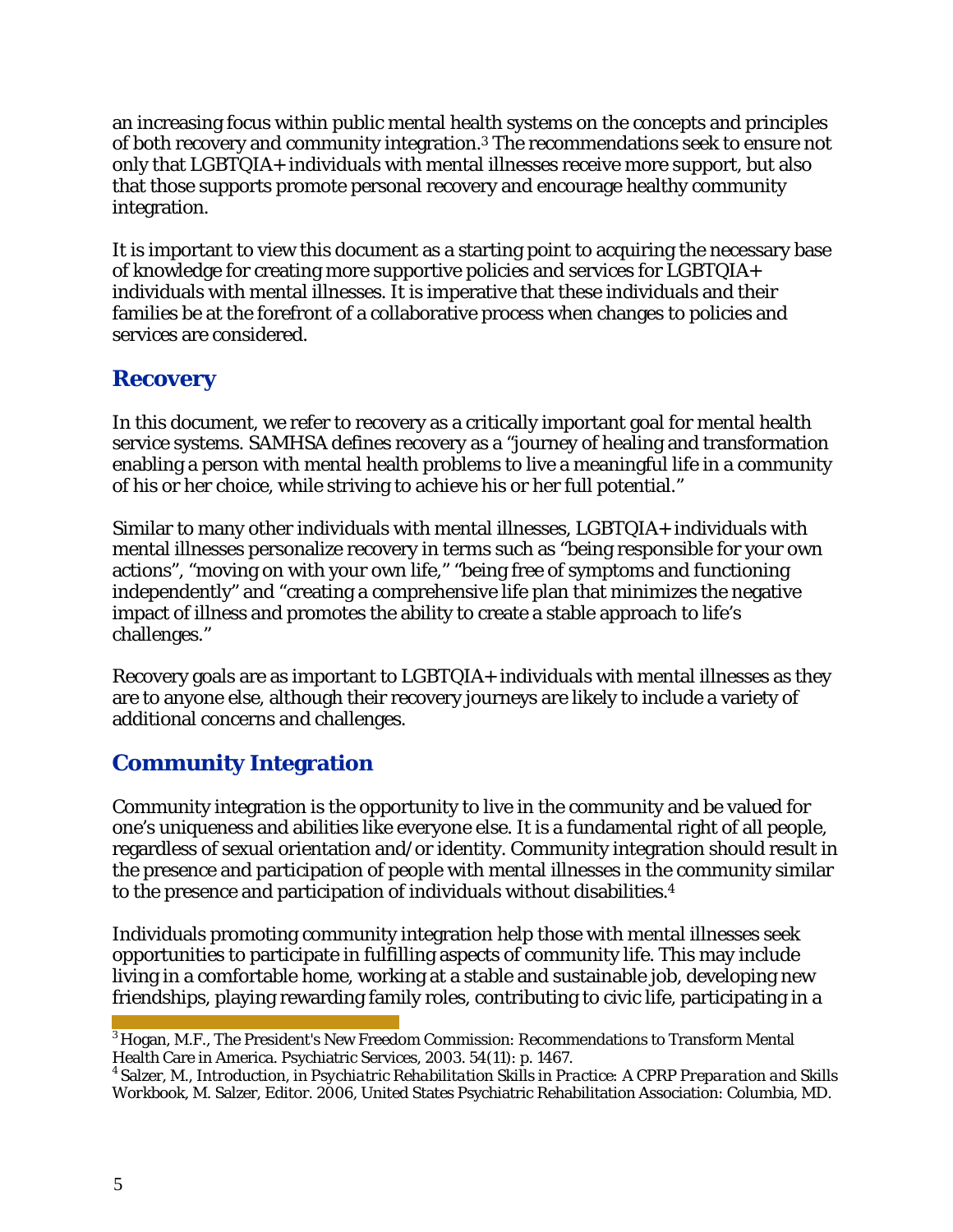an increasing focus within public mental health systems on the concepts and principles of both recovery and community integration.[3] The recommendations seek to ensure not only that LGBTQIA+ individuals with mental illnesses receive more support, but also that those supports promote personal recovery and encourage healthy community integration.

It is important to view this document as a starting point to acquiring the necessary base of knowledge for creating more supportive policies and services for LGBTQIA+ individuals with mental illnesses. It is imperative that these individuals and their families be at the forefront of a collaborative process when changes to policies and services are considered.

## Recovery

In this document, we refer to recovery as a critically important goal for mental health service systems. SAMHSA defines recovery as a "journey of healing and transformation enabling a person with mental health problems to live a meaningful life in a community of his or her choice, while striving to achieve his or her full potential."

Similar to many other individuals with mental illnesses, LGBTQIA+ individuals with mental illnesses personalize recovery in terms such as "being responsible for your own actions", "moving on with your own life," "being free of symptoms and functioning independently" and "creating a comprehensive life plan that minimizes the negative impact of illness and promotes the ability to create a stable approach to life's challenges."

Recovery goals are as important to LGBTQIA+ individuals with mental illnesses as they are to anyone else, although their recovery journeys are likely to include a variety of additional concerns and challenges.

## Community Integration

Community integration is the opportunity to live in the community and be valued for one's uniqueness and abilities like everyone else. It is a fundamental right of all people, regardless of sexual orientation and/or identity. Community integration should result in the presence and participation of people with mental illnesses in the community similar to the presence and participation of individuals without disabilities.[4]

Individuals promoting community integration help those with mental illnesses seek opportunities to participate in fulfilling aspects of community life. This may include living in a comfortable home, working at a stable and sustainable job, developing new friendships, playing rewarding family roles, contributing to civic life, participating in a

---

[3] Hogan, M.F., The President's New Freedom Commission: Recommendations to Transform Mental Health Care in America. Psychiatric Services, 2003. 54(11): p. 1467.

[4] Salzer, M., *Introduction*, in *Psychiatric Rehabilitation Skills in Practice: A CPRP Preparation and Skills* Workbook, M. Salzer, Editor. 2006, United States Psychiatric Rehabilitation Association: Columbia, MD.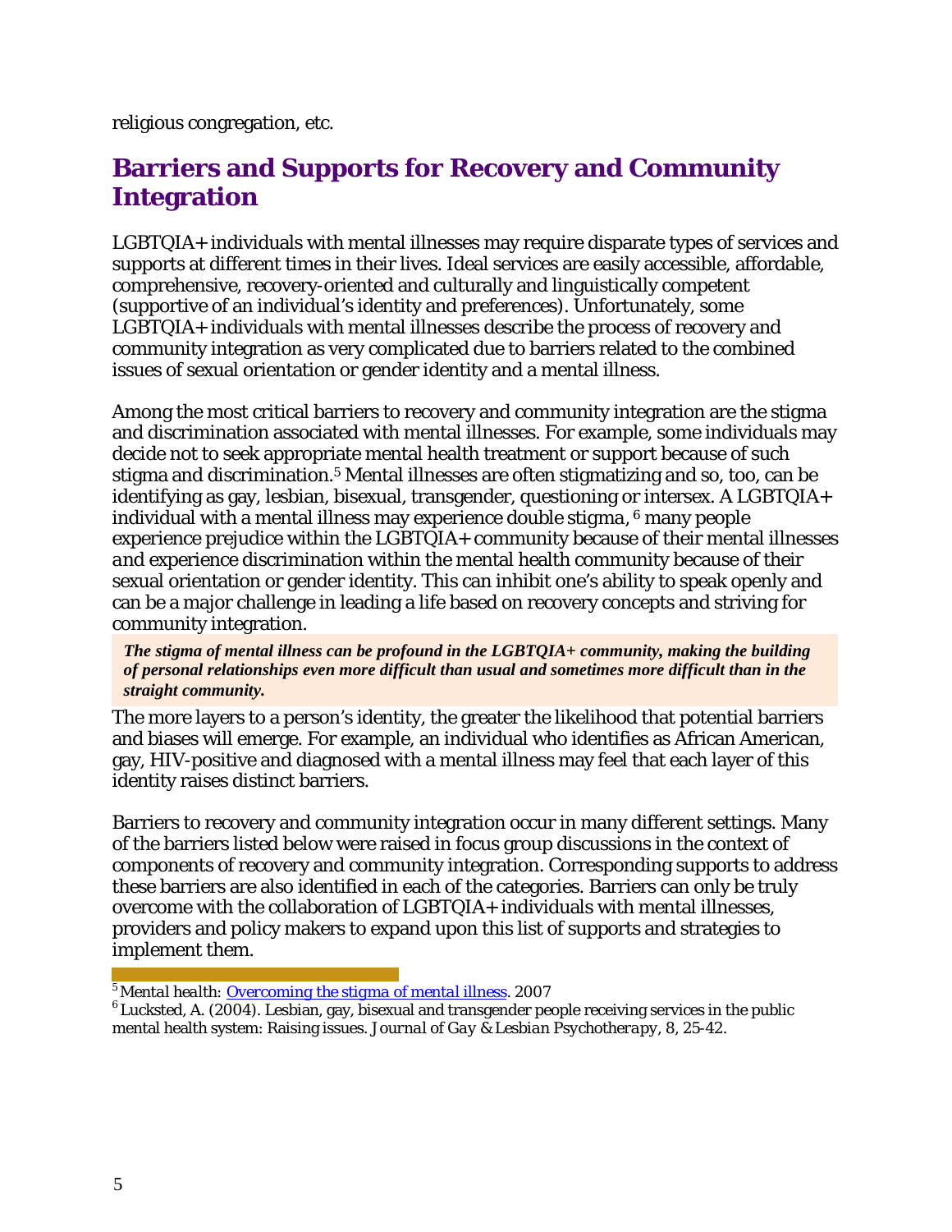religious congregation, etc.

## Barriers and Supports for Recovery and Community Integration

LGBTQIA+ individuals with mental illnesses may require disparate types of services and supports at different times in their lives. Ideal services are easily accessible, affordable, comprehensive, recovery-oriented and culturally and linguistically competent (supportive of an individual's identity and preferences). Unfortunately, some LGBTQIA+ individuals with mental illnesses describe the process of recovery and community integration as very complicated due to barriers related to the combined issues of sexual orientation or gender identity and a mental illness.

Among the most critical barriers to recovery and community integration are the stigma and discrimination associated with mental illnesses. For example, some individuals may decide not to seek appropriate mental health treatment or support because of such stigma and discrimination.[5] Mental illnesses are often stigmatizing and so, too, can be identifying as gay, lesbian, bisexual, transgender, questioning or intersex. A LGBTQIA+ individual with a mental illness may experience double stigma, [6] many people experience prejudice within the LGBTQIA+ community because of their mental illnesses *and* experience discrimination within the mental health community because of their sexual orientation or gender identity. This can inhibit one's ability to speak openly and can be a major challenge in leading a life based on recovery concepts and striving for community integration.

> ***The stigma of mental illness can be profound in the LGBTQIA+ community, making the building of personal relationships even more difficult than usual and sometimes more difficult than in the straight community.***

The more layers to a person's identity, the greater the likelihood that potential barriers and biases will emerge. For example, an individual who identifies as African American, gay, HIV-positive and diagnosed with a mental illness may feel that each layer of this identity raises distinct barriers.

Barriers to recovery and community integration occur in many different settings. Many of the barriers listed below were raised in focus group discussions in the context of components of recovery and community integration. Corresponding supports to address these barriers are also identified in each of the categories. Barriers can only be truly overcome with the collaboration of LGBTQIA+ individuals with mental illnesses, providers and policy makers to expand upon this list of supports and strategies to implement them.

---

[5] *Mental health:* [Overcoming the stigma of mental illness](). 2007

[6] Lucksted, A. (2004). Lesbian, gay, bisexual and transgender people receiving services in the public mental health system: Raising issues. *Journal of Gay & Lesbian Psychotherapy*, 8, 25-42.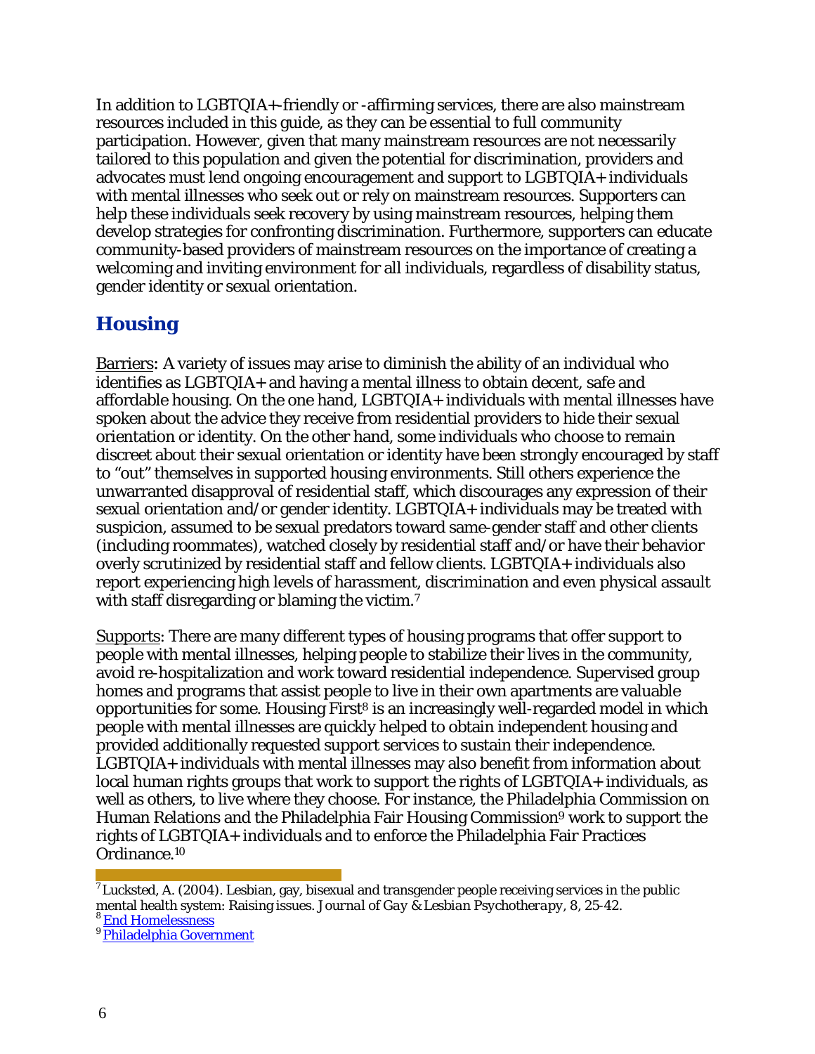In addition to LGBTQIA+-friendly or -affirming services, there are also mainstream resources included in this guide, as they can be essential to full community participation. However, given that many mainstream resources are not necessarily tailored to this population and given the potential for discrimination, providers and advocates must lend ongoing encouragement and support to LGBTQIA+ individuals with mental illnesses who seek out or rely on mainstream resources. Supporters can help these individuals seek recovery by using mainstream resources, helping them develop strategies for confronting discrimination. Furthermore, supporters can educate community-based providers of mainstream resources on the importance of creating a welcoming and inviting environment for all individuals, regardless of disability status, gender identity or sexual orientation.

## Housing

Barriers: A variety of issues may arise to diminish the ability of an individual who identifies as LGBTQIA+ and having a mental illness to obtain decent, safe and affordable housing. On the one hand, LGBTQIA+ individuals with mental illnesses have spoken about the advice they receive from residential providers to hide their sexual orientation or identity. On the other hand, some individuals who choose to remain discreet about their sexual orientation or identity have been strongly encouraged by staff to "out" themselves in supported housing environments. Still others experience the unwarranted disapproval of residential staff, which discourages any expression of their sexual orientation and/or gender identity. LGBTQIA+ individuals may be treated with suspicion, assumed to be sexual predators toward same-gender staff and other clients (including roommates), watched closely by residential staff and/or have their behavior overly scrutinized by residential staff and fellow clients. LGBTQIA+ individuals also report experiencing high levels of harassment, discrimination and even physical assault with staff disregarding or blaming the victim.[7]

Supports: There are many different types of housing programs that offer support to people with mental illnesses, helping people to stabilize their lives in the community, avoid re-hospitalization and work toward residential independence. Supervised group homes and programs that assist people to live in their own apartments are valuable opportunities for some. Housing First[8] is an increasingly well-regarded model in which people with mental illnesses are quickly helped to obtain independent housing and provided additionally requested support services to sustain their independence. LGBTQIA+ individuals with mental illnesses may also benefit from information about local human rights groups that work to support the rights of LGBTQIA+ individuals, as well as others, to live where they choose. For instance, the Philadelphia Commission on Human Relations and the Philadelphia Fair Housing Commission[9] work to support the rights of LGBTQIA+ individuals and to enforce the Philadelphia Fair Practices Ordinance.[10]

---

[7] Lucksted, A. (2004). Lesbian, gay, bisexual and transgender people receiving services in the public mental health system: Raising issues. *Journal of Gay & Lesbian Psychotherapy*, 8, 25-42.

[8] End Homelessness

[9] Philadelphia Government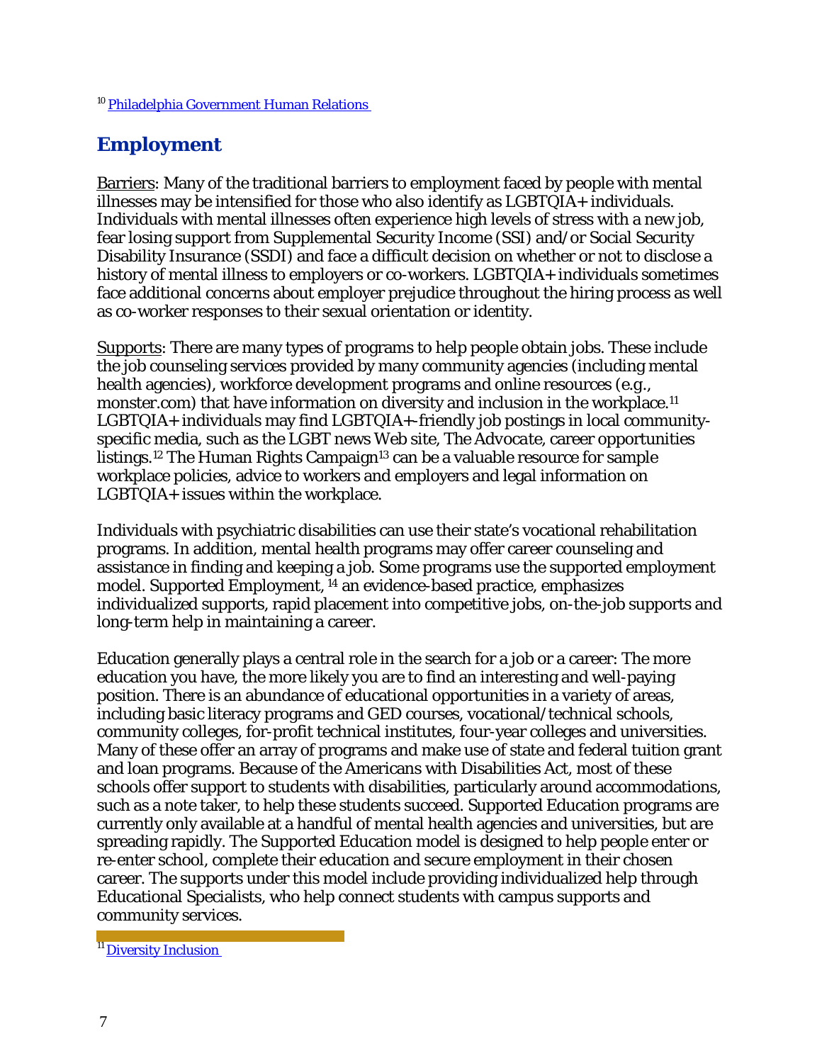[10] Philadelphia Government Human Relations

## Employment

Barriers: Many of the traditional barriers to employment faced by people with mental illnesses may be intensified for those who also identify as LGBTQIA+ individuals. Individuals with mental illnesses often experience high levels of stress with a new job, fear losing support from Supplemental Security Income (SSI) and/or Social Security Disability Insurance (SSDI) and face a difficult decision on whether or not to disclose a history of mental illness to employers or co-workers. LGBTQIA+ individuals sometimes face additional concerns about employer prejudice throughout the hiring process as well as co-worker responses to their sexual orientation or identity.

Supports: There are many types of programs to help people obtain jobs. These include the job counseling services provided by many community agencies (including mental health agencies), workforce development programs and online resources (e.g., monster.com) that have information on diversity and inclusion in the workplace.[11] LGBTQIA+ individuals may find LGBTQIA+-friendly job postings in local community-specific media, such as the LGBT news Web site, *The Advocate*, career opportunities listings.[12] The Human Rights Campaign[13] can be a valuable resource for sample workplace policies, advice to workers and employers and legal information on LGBTQIA+ issues within the workplace.

Individuals with psychiatric disabilities can use their state's vocational rehabilitation programs. In addition, mental health programs may offer career counseling and assistance in finding and keeping a job. Some programs use the supported employment model. Supported Employment, [14] an evidence-based practice, emphasizes individualized supports, rapid placement into competitive jobs, on-the-job supports and long-term help in maintaining a career.

Education generally plays a central role in the search for a job or a career: The more education you have, the more likely you are to find an interesting and well-paying position. There is an abundance of educational opportunities in a variety of areas, including basic literacy programs and GED courses, vocational/technical schools, community colleges, for-profit technical institutes, four-year colleges and universities. Many of these offer an array of programs and make use of state and federal tuition grant and loan programs. Because of the Americans with Disabilities Act, most of these schools offer support to students with disabilities, particularly around accommodations, such as a note taker, to help these students succeed. Supported Education programs are currently only available at a handful of mental health agencies and universities, but are spreading rapidly. The Supported Education model is designed to help people enter or re-enter school, complete their education and secure employment in their chosen career. The supports under this model include providing individualized help through Educational Specialists, who help connect students with campus supports and community services.

[11] Diversity Inclusion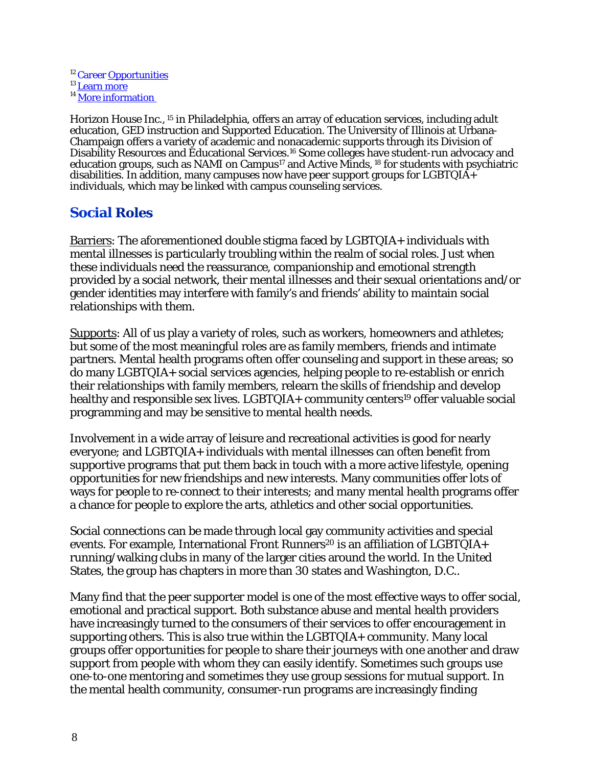[12] Career Opportunities
[13] Learn more
[14] More information

Horizon House Inc., [15] in Philadelphia, offers an array of education services, including adult education, GED instruction and Supported Education. The University of Illinois at Urbana-Champaign offers a variety of academic and nonacademic supports through its Division of Disability Resources and Educational Services.[16] Some colleges have student-run advocacy and education groups, such as NAMI on Campus[17] and Active Minds, [18] for students with psychiatric disabilities. In addition, many campuses now have peer support groups for LGBTQIA+ individuals, which may be linked with campus counseling services.

## Social Roles

Barriers: The aforementioned double stigma faced by LGBTQIA+ individuals with mental illnesses is particularly troubling within the realm of social roles. Just when these individuals need the reassurance, companionship and emotional strength provided by a social network, their mental illnesses and their sexual orientations and/or gender identities may interfere with family's and friends' ability to maintain social relationships with them.

Supports: All of us play a variety of roles, such as workers, homeowners and athletes; but some of the most meaningful roles are as family members, friends and intimate partners. Mental health programs often offer counseling and support in these areas; so do many LGBTQIA+ social services agencies, helping people to re-establish or enrich their relationships with family members, relearn the skills of friendship and develop healthy and responsible sex lives. LGBTQIA+ community centers[19] offer valuable social programming and may be sensitive to mental health needs.

Involvement in a wide array of leisure and recreational activities is good for nearly everyone; and LGBTQIA+ individuals with mental illnesses can often benefit from supportive programs that put them back in touch with a more active lifestyle, opening opportunities for new friendships and new interests. Many communities offer lots of ways for people to re-connect to their interests; and many mental health programs offer a chance for people to explore the arts, athletics and other social opportunities.

Social connections can be made through local gay community activities and special events. For example, International Front Runners[20] is an affiliation of LGBTQIA+ running/walking clubs in many of the larger cities around the world. In the United States, the group has chapters in more than 30 states and Washington, D.C..

Many find that the peer supporter model is one of the most effective ways to offer social, emotional and practical support. Both substance abuse and mental health providers have increasingly turned to the consumers of their services to offer encouragement in supporting others. This is also true within the LGBTQIA+ community. Many local groups offer opportunities for people to share their journeys with one another and draw support from people with whom they can easily identify. Sometimes such groups use one-to-one mentoring and sometimes they use group sessions for mutual support. In the mental health community, consumer-run programs are increasingly finding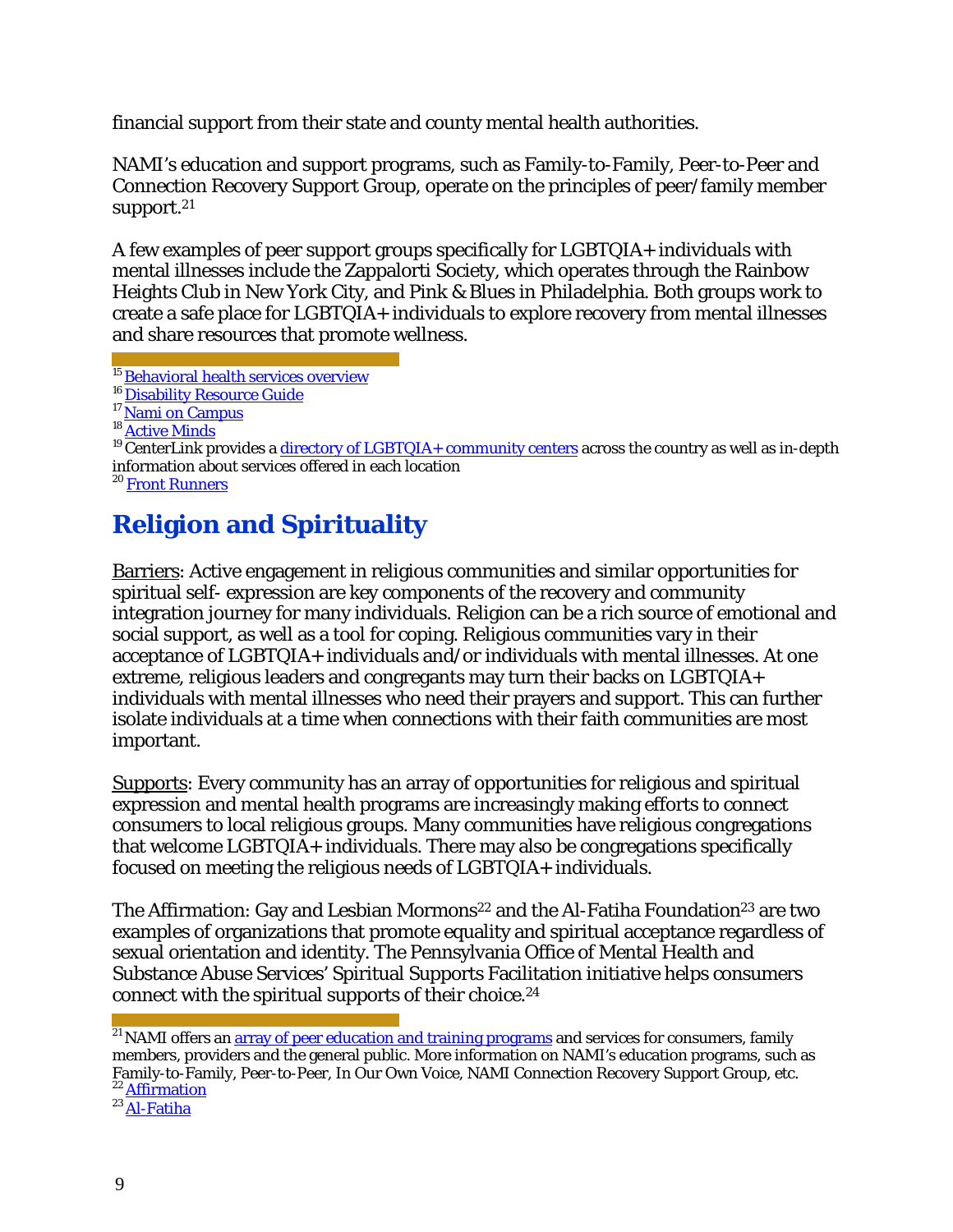financial support from their state and county mental health authorities.

NAMI's education and support programs, such as Family-to-Family, Peer-to-Peer and Connection Recovery Support Group, operate on the principles of peer/family member support.[21]

A few examples of peer support groups specifically for LGBTQIA+ individuals with mental illnesses include the Zappalorti Society, which operates through the Rainbow Heights Club in New York City, and Pink & Blues in Philadelphia. Both groups work to create a safe place for LGBTQIA+ individuals to explore recovery from mental illnesses and share resources that promote wellness.

---

[15] Behavioral health services overview
[16] Disability Resource Guide
[17] Nami on Campus
[18] Active Minds
[19] CenterLink provides a directory of LGBTQIA+ community centers across the country as well as in-depth information about services offered in each location
[20] Front Runners

## Religion and Spirituality

Barriers: Active engagement in religious communities and similar opportunities for spiritual self- expression are key components of the recovery and community integration journey for many individuals. Religion can be a rich source of emotional and social support, as well as a tool for coping. Religious communities vary in their acceptance of LGBTQIA+ individuals and/or individuals with mental illnesses. At one extreme, religious leaders and congregants may turn their backs on LGBTQIA+ individuals with mental illnesses who need their prayers and support. This can further isolate individuals at a time when connections with their faith communities are most important.

Supports: Every community has an array of opportunities for religious and spiritual expression and mental health programs are increasingly making efforts to connect consumers to local religious groups. Many communities have religious congregations that welcome LGBTQIA+ individuals. There may also be congregations specifically focused on meeting the religious needs of LGBTQIA+ individuals.

The Affirmation: Gay and Lesbian Mormons[22] and the Al-Fatiha Foundation[23] are two examples of organizations that promote equality and spiritual acceptance regardless of sexual orientation and identity. The Pennsylvania Office of Mental Health and Substance Abuse Services' Spiritual Supports Facilitation initiative helps consumers connect with the spiritual supports of their choice.[24]

---

[21] NAMI offers an array of peer education and training programs and services for consumers, family members, providers and the general public. More information on NAMI's education programs, such as Family-to-Family, Peer-to-Peer, In Our Own Voice, NAMI Connection Recovery Support Group, etc.
[22] Affirmation
[23] Al-Fatiha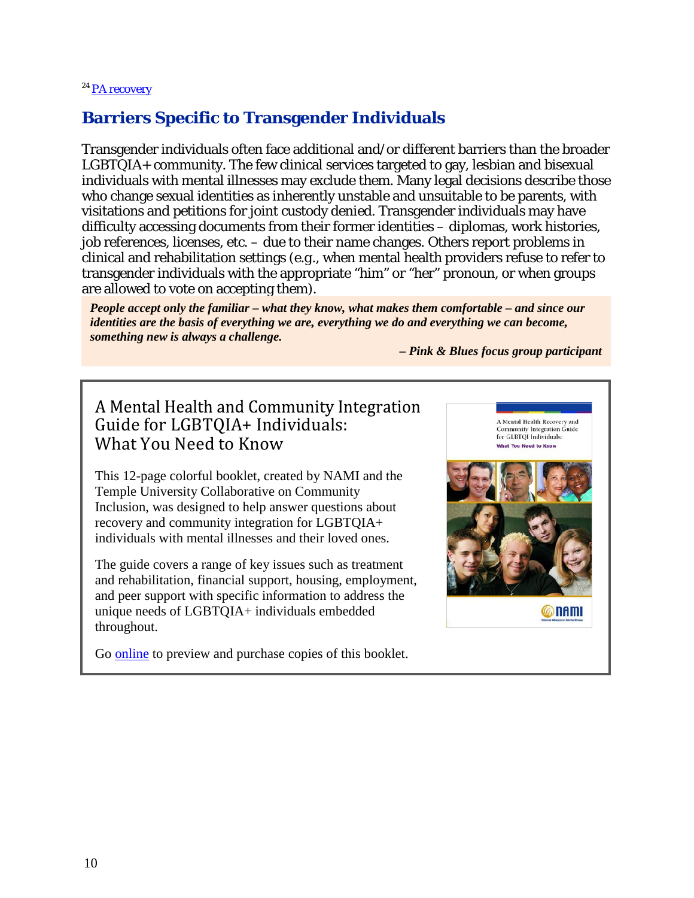[24] PA recovery

## Barriers Specific to Transgender Individuals

Transgender individuals often face additional and/or different barriers than the broader LGBTQIA+ community. The few clinical services targeted to gay, lesbian and bisexual individuals with mental illnesses may exclude them. Many legal decisions describe those who change sexual identities as inherently unstable and unsuitable to be parents, with visitations and petitions for joint custody denied. Transgender individuals may have difficulty accessing documents from their former identities – diplomas, work histories, job references, licenses, etc. – due to their name changes. Others report problems in clinical and rehabilitation settings (e.g., when mental health providers refuse to refer to transgender individuals with the appropriate "him" or "her" pronoun, or when groups are allowed to vote on accepting them).

> ***People accept only the familiar – what they know, what makes them comfortable – and since our identities are the basis of everything we are, everything we do and everything we can become, something new is always a challenge.***
>
> ***– Pink & Blues focus group participant***

### A Mental Health and Community Integration Guide for LGBTQIA+ Individuals: What You Need to Know

This 12-page colorful booklet, created by NAMI and the Temple University Collaborative on Community Inclusion, was designed to help answer questions about recovery and community integration for LGBTQIA+ individuals with mental illnesses and their loved ones.

The guide covers a range of key issues such as treatment and rehabilitation, financial support, housing, employment, and peer support with specific information to address the unique needs of LGBTQIA+ individuals embedded throughout.

Go online to preview and purchase copies of this booklet.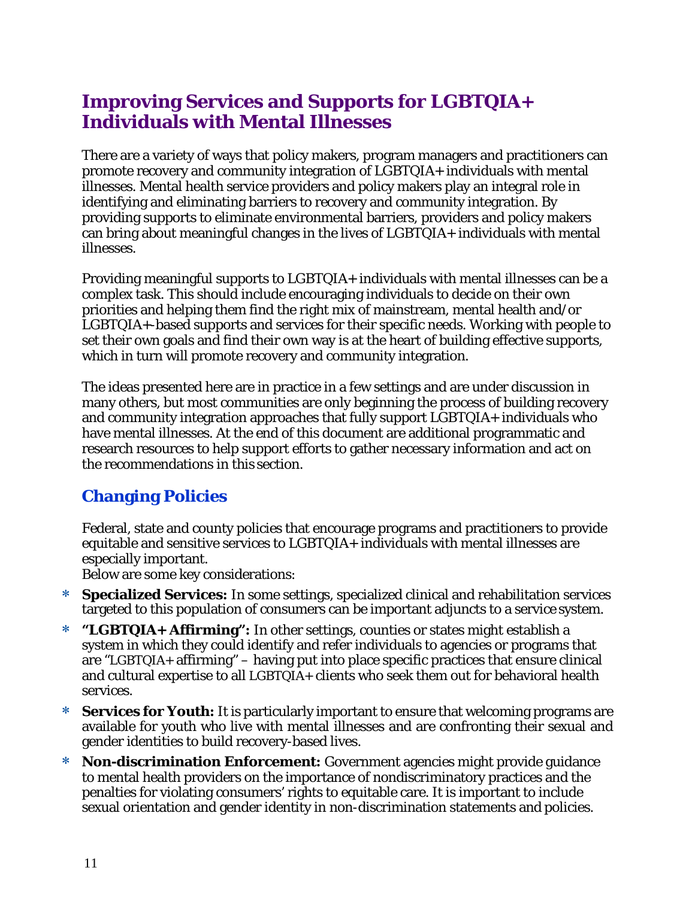## Improving Services and Supports for LGBTQIA+ Individuals with Mental Illnesses

There are a variety of ways that policy makers, program managers and practitioners can promote recovery and community integration of LGBTQIA+ individuals with mental illnesses. Mental health service providers and policy makers play an integral role in identifying and eliminating barriers to recovery and community integration. By providing supports to eliminate environmental barriers, providers and policy makers can bring about meaningful changes in the lives of LGBTQIA+ individuals with mental illnesses.

Providing meaningful supports to LGBTQIA+ individuals with mental illnesses can be a complex task. This should include encouraging individuals to decide on their own priorities and helping them find the right mix of mainstream, mental health and/or LGBTQIA+-based supports and services for their specific needs. Working with people to set their own goals and find their own way is at the heart of building effective supports, which in turn will promote recovery and community integration.

The ideas presented here are in practice in a few settings and are under discussion in many others, but most communities are only beginning the process of building recovery and community integration approaches that fully support LGBTQIA+ individuals who have mental illnesses. At the end of this document are additional programmatic and research resources to help support efforts to gather necessary information and act on the recommendations in this section.

### Changing Policies

Federal, state and county policies that encourage programs and practitioners to provide equitable and sensitive services to LGBTQIA+ individuals with mental illnesses are especially important.
Below are some key considerations:

- **Specialized Services:** In some settings, specialized clinical and rehabilitation services targeted to this population of consumers can be important adjuncts to a service system.
- **"LGBTQIA+ Affirming":** In other settings, counties or states might establish a system in which they could identify and refer individuals to agencies or programs that are "LGBTQIA+ affirming" – having put into place specific practices that ensure clinical and cultural expertise to all LGBTQIA+ clients who seek them out for behavioral health services.
- **Services for Youth:** It is particularly important to ensure that welcoming programs are available for youth who live with mental illnesses and are confronting their sexual and gender identities to build recovery-based lives.
- **Non-discrimination Enforcement:** Government agencies might provide guidance to mental health providers on the importance of nondiscriminatory practices and the penalties for violating consumers' rights to equitable care. It is important to include sexual orientation and gender identity in non-discrimination statements and policies.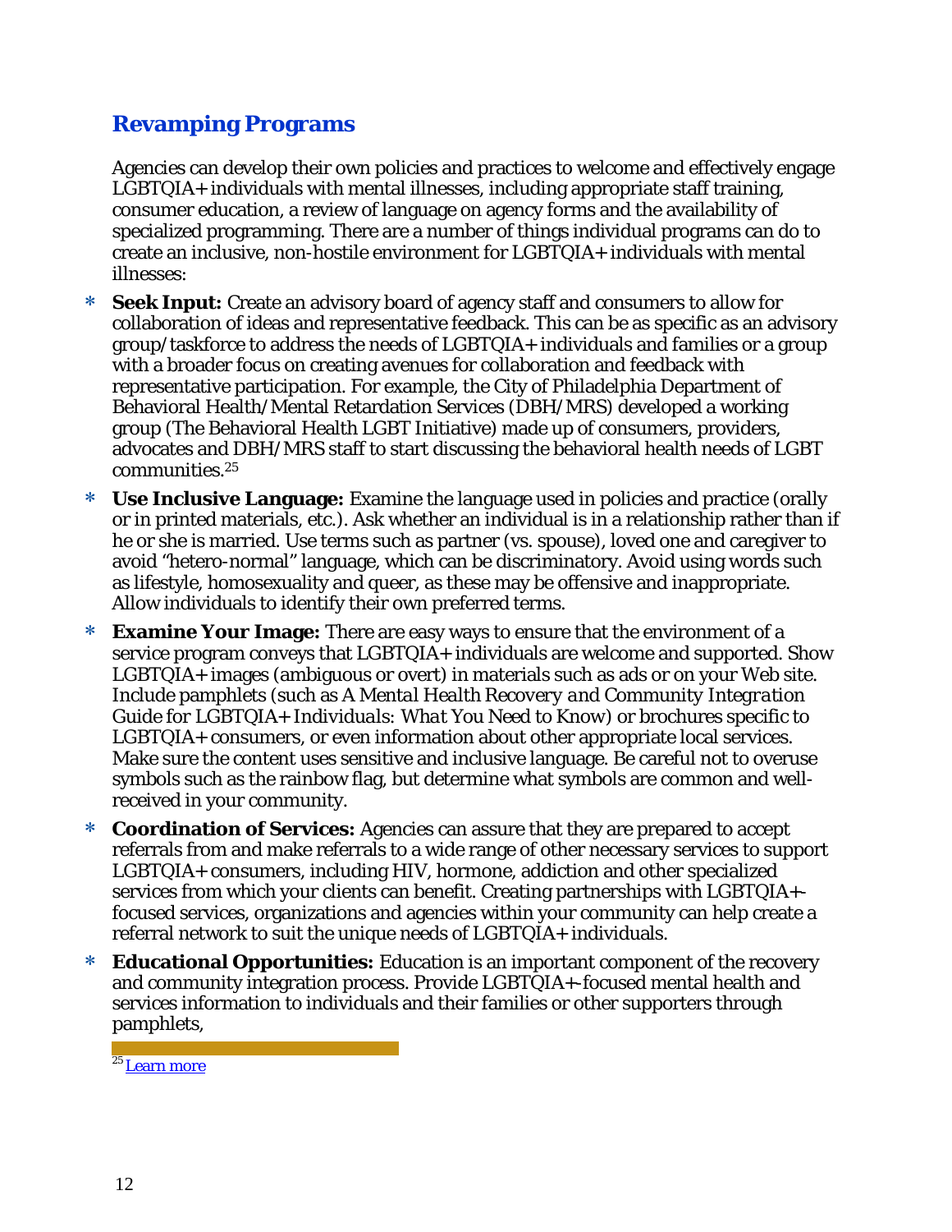## Revamping Programs

Agencies can develop their own policies and practices to welcome and effectively engage LGBTQIA+ individuals with mental illnesses, including appropriate staff training, consumer education, a review of language on agency forms and the availability of specialized programming. There are a number of things individual programs can do to create an inclusive, non-hostile environment for LGBTQIA+ individuals with mental illnesses:

* **Seek Input:** Create an advisory board of agency staff and consumers to allow for collaboration of ideas and representative feedback. This can be as specific as an advisory group/taskforce to address the needs of LGBTQIA+ individuals and families or a group with a broader focus on creating avenues for collaboration and feedback with representative participation. For example, the City of Philadelphia Department of Behavioral Health/Mental Retardation Services (DBH/MRS) developed a working group (The Behavioral Health LGBT Initiative) made up of consumers, providers, advocates and DBH/MRS staff to start discussing the behavioral health needs of LGBT communities.[25]
* **Use Inclusive Language:** Examine the language used in policies and practice (orally or in printed materials, etc.). Ask whether an individual is in a relationship rather than if he or she is married. Use terms such as partner (vs. spouse), loved one and caregiver to avoid "hetero-normal" language, which can be discriminatory. Avoid using words such as lifestyle, homosexuality and queer, as these may be offensive and inappropriate. Allow individuals to identify their own preferred terms.
* **Examine Your Image:** There are easy ways to ensure that the environment of a service program conveys that LGBTQIA+ individuals are welcome and supported. Show LGBTQIA+ images (ambiguous or overt) in materials such as ads or on your Web site. Include pamphlets (such as *A Mental Health Recovery and Community Integration Guide for LGBTQIA+ Individuals: What You Need to Know*) or brochures specific to LGBTQIA+ consumers, or even information about other appropriate local services. Make sure the content uses sensitive and inclusive language. Be careful not to overuse symbols such as the rainbow flag, but determine what symbols are common and well-received in your community.
* **Coordination of Services:** Agencies can assure that they are prepared to accept referrals from and make referrals to a wide range of other necessary services to support LGBTQIA+ consumers, including HIV, hormone, addiction and other specialized services from which your clients can benefit. Creating partnerships with LGBTQIA+-focused services, organizations and agencies within your community can help create a referral network to suit the unique needs of LGBTQIA+ individuals.
* **Educational Opportunities:** Education is an important component of the recovery and community integration process. Provide LGBTQIA+-focused mental health and services information to individuals and their families or other supporters through pamphlets,

[25] Learn more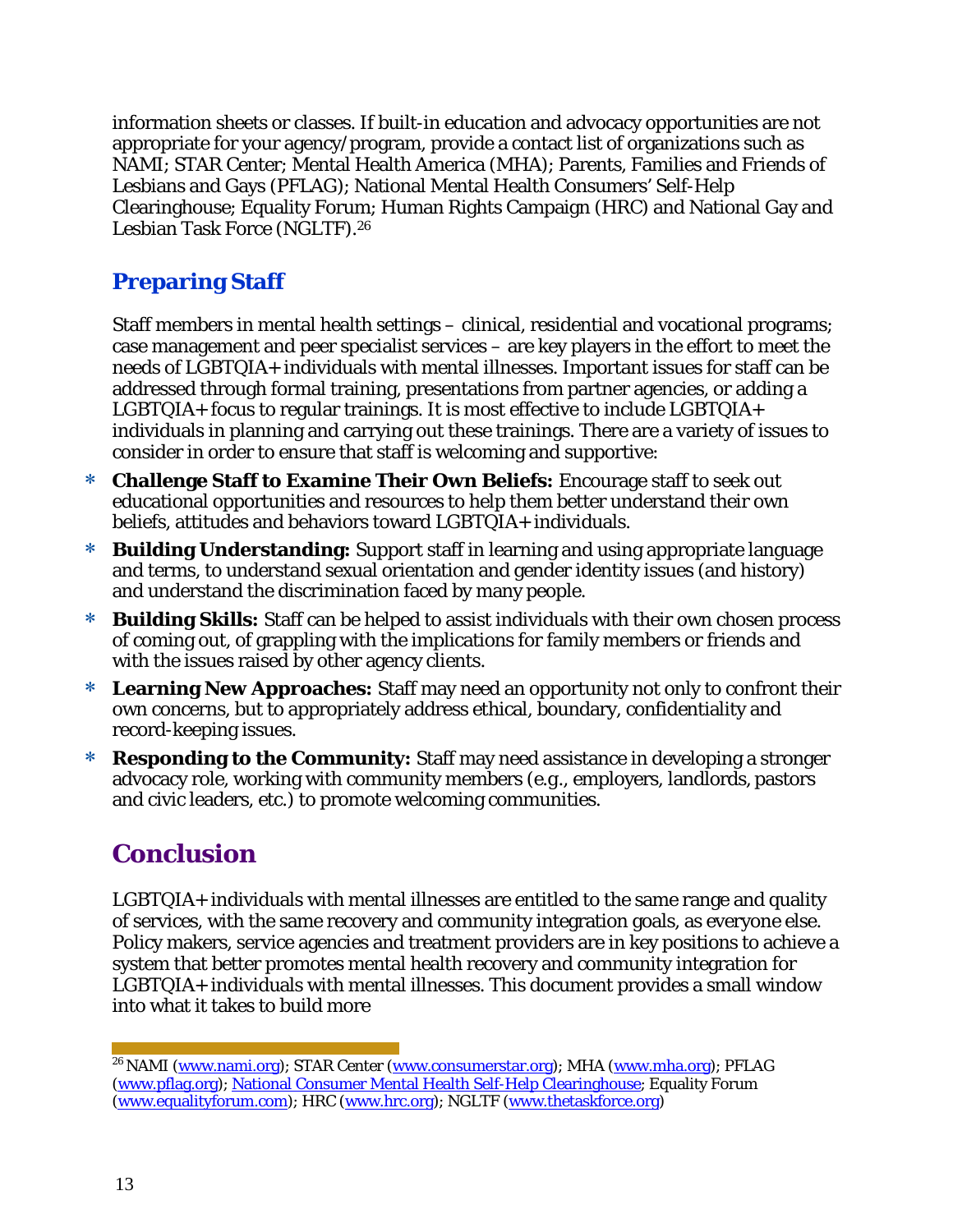information sheets or classes. If built-in education and advocacy opportunities are not appropriate for your agency/program, provide a contact list of organizations such as NAMI; STAR Center; Mental Health America (MHA); Parents, Families and Friends of Lesbians and Gays (PFLAG); National Mental Health Consumers' Self-Help Clearinghouse; Equality Forum; Human Rights Campaign (HRC) and National Gay and Lesbian Task Force (NGLTF).[26]

## Preparing Staff

Staff members in mental health settings – clinical, residential and vocational programs; case management and peer specialist services – are key players in the effort to meet the needs of LGBTQIA+ individuals with mental illnesses. Important issues for staff can be addressed through formal training, presentations from partner agencies, or adding a LGBTQIA+ focus to regular trainings. It is most effective to include LGBTQIA+ individuals in planning and carrying out these trainings. There are a variety of issues to consider in order to ensure that staff is welcoming and supportive:

- **Challenge Staff to Examine Their Own Beliefs:** Encourage staff to seek out educational opportunities and resources to help them better understand their own beliefs, attitudes and behaviors toward LGBTQIA+ individuals.
- **Building Understanding:** Support staff in learning and using appropriate language and terms, to understand sexual orientation and gender identity issues (and history) and understand the discrimination faced by many people.
- **Building Skills:** Staff can be helped to assist individuals with their own chosen process of coming out, of grappling with the implications for family members or friends and with the issues raised by other agency clients.
- **Learning New Approaches:** Staff may need an opportunity not only to confront their own concerns, but to appropriately address ethical, boundary, confidentiality and record-keeping issues.
- **Responding to the Community:** Staff may need assistance in developing a stronger advocacy role, working with community members (e.g., employers, landlords, pastors and civic leaders, etc.) to promote welcoming communities.

# Conclusion

LGBTQIA+ individuals with mental illnesses are entitled to the same range and quality of services, with the same recovery and community integration goals, as everyone else. Policy makers, service agencies and treatment providers are in key positions to achieve a system that better promotes mental health recovery and community integration for LGBTQIA+ individuals with mental illnesses. This document provides a small window into what it takes to build more

---

[26] NAMI (www.nami.org); STAR Center (www.consumerstar.org); MHA (www.mha.org); PFLAG (www.pflag.org); National Consumer Mental Health Self-Help Clearinghouse; Equality Forum (www.equalityforum.com); HRC (www.hrc.org); NGLTF (www.thetaskforce.org)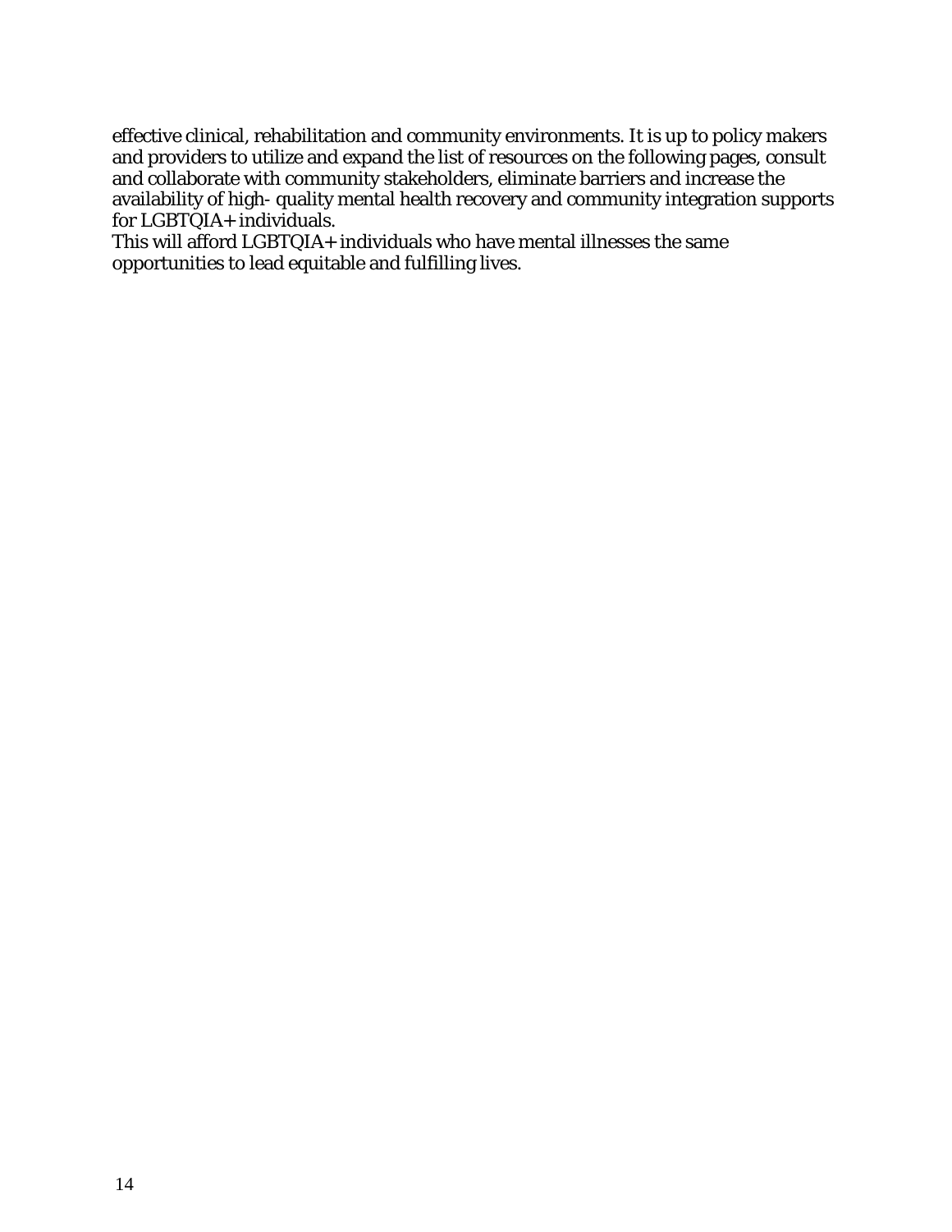effective clinical, rehabilitation and community environments. It is up to policy makers and providers to utilize and expand the list of resources on the following pages, consult and collaborate with community stakeholders, eliminate barriers and increase the availability of high- quality mental health recovery and community integration supports for LGBTQIA+ individuals.

This will afford LGBTQIA+ individuals who have mental illnesses the same opportunities to lead equitable and fulfilling lives.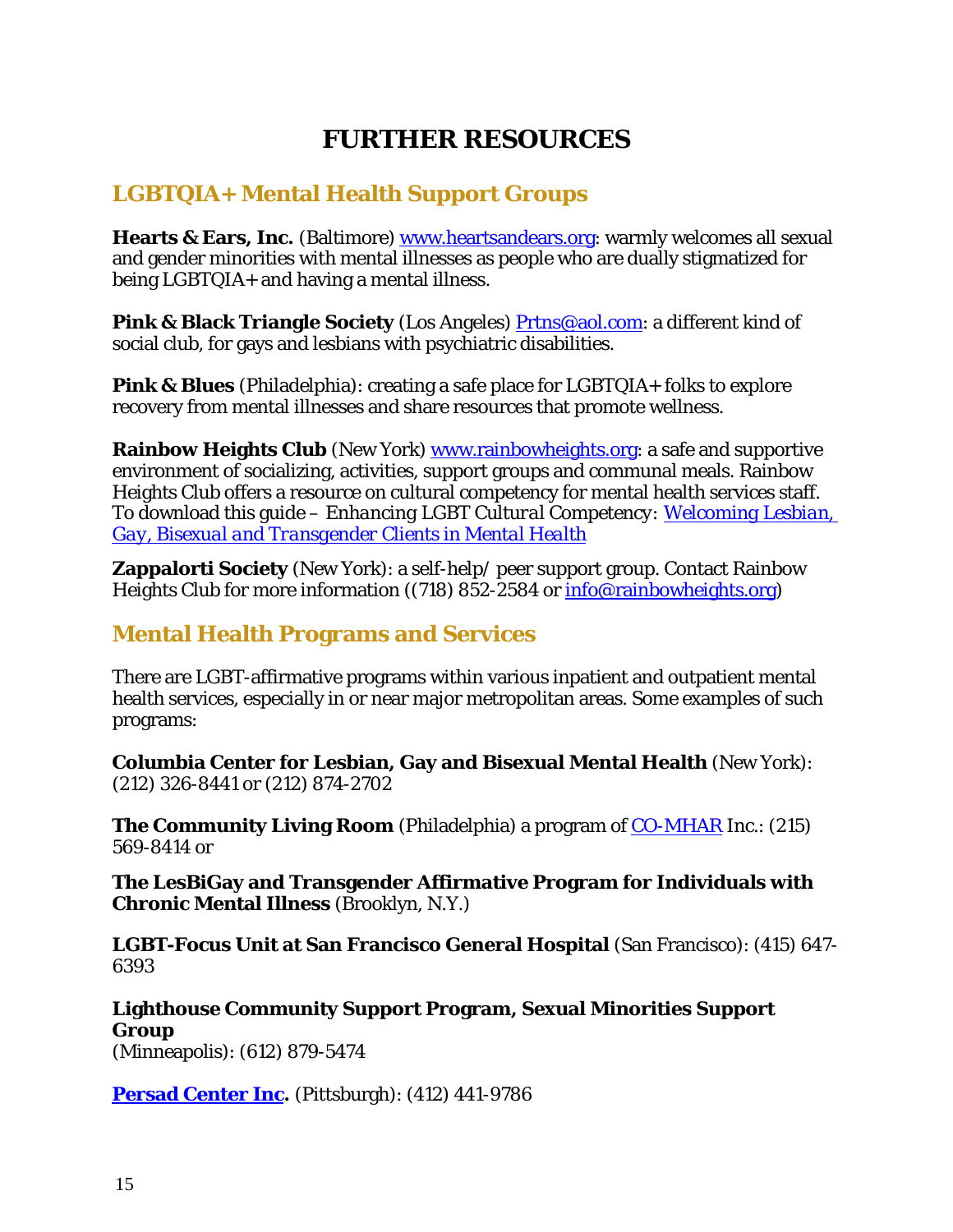# FURTHER RESOURCES

## LGBTQIA+ Mental Health Support Groups

**Hearts & Ears, Inc.** (Baltimore) www.heartsandears.org: warmly welcomes all sexual and gender minorities with mental illnesses as people who are dually stigmatized for being LGBTQIA+ and having a mental illness.

**Pink & Black Triangle Society** (Los Angeles) Prtns@aol.com: a different kind of social club, for gays and lesbians with psychiatric disabilities.

**Pink & Blues** (Philadelphia): creating a safe place for LGBTQIA+ folks to explore recovery from mental illnesses and share resources that promote wellness.

**Rainbow Heights Club** (New York) www.rainbowheights.org: a safe and supportive environment of socializing, activities, support groups and communal meals. Rainbow Heights Club offers a resource on cultural competency for mental health services staff. To download this guide – Enhancing LGBT Cultural Competency: *Welcoming Lesbian, Gay, Bisexual and Transgender Clients in Mental Health*

**Zappalorti Society** (New York): a self-help/ peer support group. Contact Rainbow Heights Club for more information ((718) 852-2584 or info@rainbowheights.org)

## Mental Health Programs and Services

There are LGBT-affirmative programs within various inpatient and outpatient mental health services, especially in or near major metropolitan areas. Some examples of such programs:

**Columbia Center for Lesbian, Gay and Bisexual Mental Health** (New York): (212) 326-8441 or (212) 874-2702

**The Community Living Room** (Philadelphia) a program of CO-MHAR Inc.: (215) 569-8414 or

**The LesBiGay and Transgender Affirmative Program for Individuals with Chronic Mental Illness** (Brooklyn, N.Y.)

**LGBT-Focus Unit at San Francisco General Hospital** (San Francisco): (415) 647-6393

**Lighthouse Community Support Program, Sexual Minorities Support Group**
(Minneapolis): (612) 879-5474

**Persad Center Inc.** (Pittsburgh): (412) 441-9786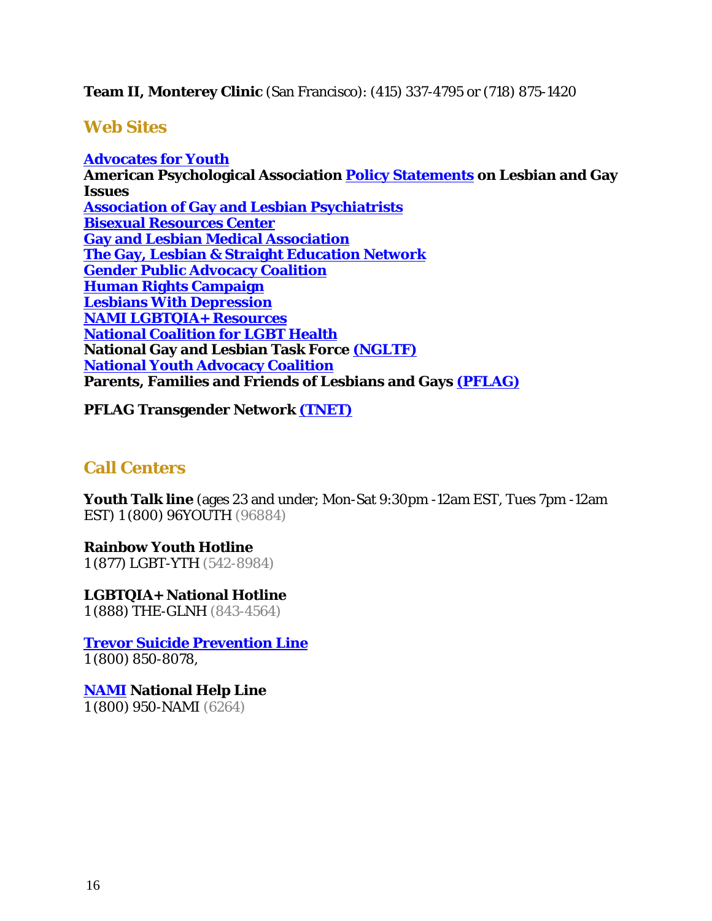**Team II, Monterey Clinic** (San Francisco): (415) 337-4795 or (718) 875-1420

## Web Sites

**Advocates for Youth**
**American Psychological Association Policy Statements on Lesbian and Gay Issues**
**Association of Gay and Lesbian Psychiatrists**
**Bisexual Resources Center**
**Gay and Lesbian Medical Association**
**The Gay, Lesbian & Straight Education Network**
**Gender Public Advocacy Coalition**
**Human Rights Campaign**
**Lesbians With Depression**
**NAMI LGBTQIA+ Resources**
**National Coalition for LGBT Health**
**National Gay and Lesbian Task Force (NGLTF)**
**National Youth Advocacy Coalition**
**Parents, Families and Friends of Lesbians and Gays (PFLAG)**

**PFLAG Transgender Network (TNET)**

## Call Centers

**Youth Talk line** (ages 23 and under; Mon-Sat 9:30pm -12am EST, Tues 7pm -12am EST) 1 (800) 96YOUTH (96884)

**Rainbow Youth Hotline**
1 (877) LGBT-YTH (542-8984)

**LGBTQIA+ National Hotline**
1 (888) THE-GLNH (843-4564)

**Trevor Suicide Prevention Line**
1 (800) 850-8078,

**NAMI National Help Line**
1 (800) 950-NAMI (6264)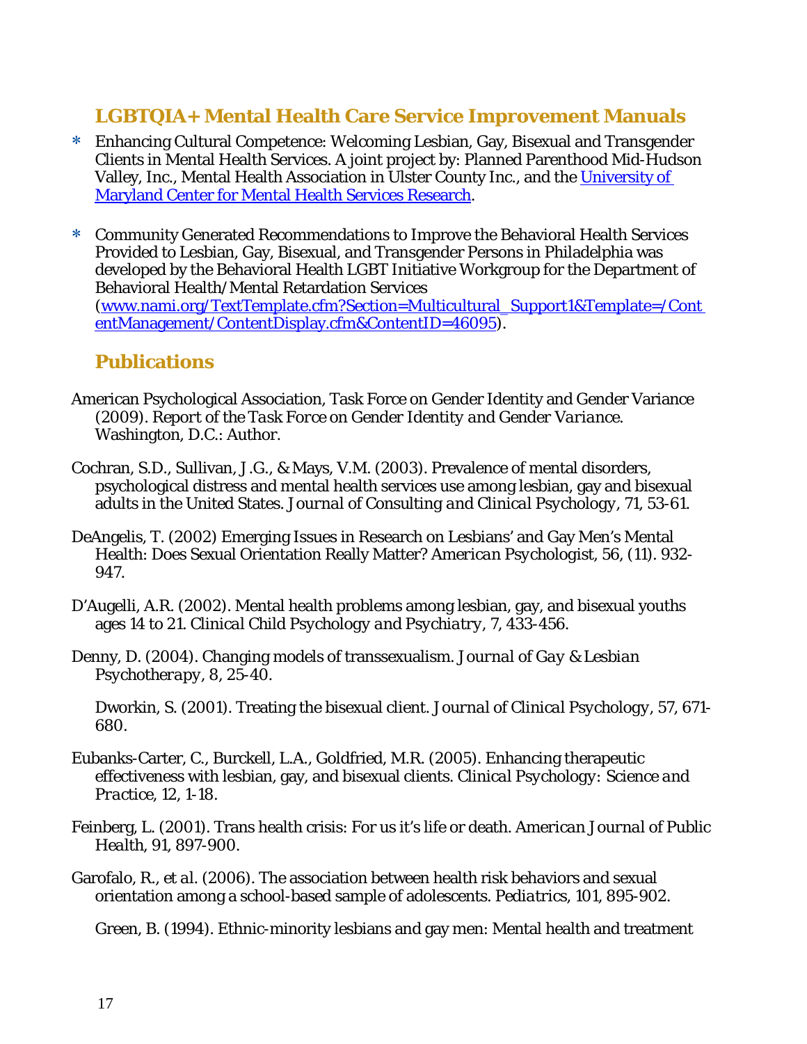## LGBTQIA+ Mental Health Care Service Improvement Manuals

- Enhancing Cultural Competence: Welcoming Lesbian, Gay, Bisexual and Transgender Clients in Mental Health Services. A joint project by: Planned Parenthood Mid-Hudson Valley, Inc., Mental Health Association in Ulster County Inc., and the University of Maryland Center for Mental Health Services Research.

- Community Generated Recommendations to Improve the Behavioral Health Services Provided to Lesbian, Gay, Bisexual, and Transgender Persons in Philadelphia was developed by the Behavioral Health LGBT Initiative Workgroup for the Department of Behavioral Health/Mental Retardation Services (www.nami.org/TextTemplate.cfm?Section=Multicultural_Support1&Template=/ContentManagement/ContentDisplay.cfm&ContentID=46095).

## Publications

American Psychological Association, Task Force on Gender Identity and Gender Variance (2009). Report of the *Task Force on Gender Identity and Gender Variance*. Washington, D.C.: Author.

Cochran, S.D., Sullivan, J.G., & Mays, V.M. (2003). Prevalence of mental disorders, psychological distress and mental health services use among lesbian, gay and bisexual adults in the United States. *Journal of Consulting and Clinical Psychology*, 71, 53-61.

DeAngelis, T. (2002) Emerging Issues in Research on Lesbians' and Gay Men's Mental Health: Does Sexual Orientation Really Matter? *American Psychologist*, 56, (11). 932-947.

D'Augelli, A.R. (2002). Mental health problems among lesbian, gay, and bisexual youths ages 14 to 21. *Clinical Child Psychology and Psychiatry*, 7, 433-456.

Denny, D. (2004). Changing models of transsexualism. *Journal of Gay & Lesbian Psychotherapy*, 8, 25-40.

Dworkin, S. (2001). Treating the bisexual client. *Journal of Clinical Psychology*, 57, 671-680.

Eubanks-Carter, C., Burckell, L.A., Goldfried, M.R. (2005). Enhancing therapeutic effectiveness with lesbian, gay, and bisexual clients. *Clinical Psychology: Science and Practice*, 12, 1-18.

Feinberg, L. (2001). Trans health crisis: For us it's life or death. *American Journal of Public Health*, 91, 897-900.

Garofalo, R., *et al.* (2006). The association between health risk behaviors and sexual orientation among a school-based sample of adolescents. *Pediatrics*, 101, 895-902.

Green, B. (1994). Ethnic-minority lesbians and gay men: Mental health and treatment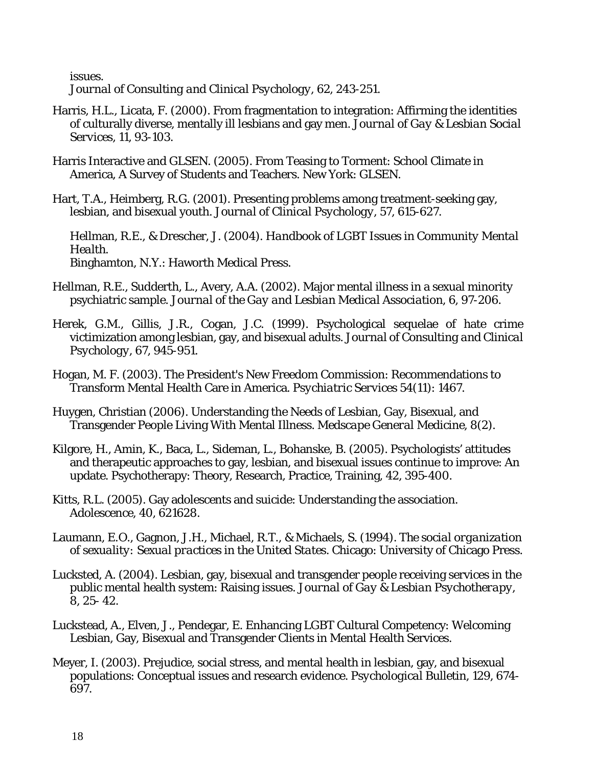issues.
*Journal of Consulting and Clinical Psychology*, 62, 243-251.

Harris, H.L., Licata, F. (2000). From fragmentation to integration: Affirming the identities of culturally diverse, mentally ill lesbians and gay men. *Journal of Gay & Lesbian Social Services*, 11, 93-103.

Harris Interactive and GLSEN. (2005). From Teasing to Torment: School Climate in America, A Survey of Students and Teachers. New York: GLSEN.

Hart, T.A., Heimberg, R.G. (2001). Presenting problems among treatment-seeking gay, lesbian, and bisexual youth. *Journal of Clinical Psychology*, 57, 615-627.

Hellman, R.E., & Drescher, J. (2004). *Handbook of LGBT Issues in Community Mental Health*.
Binghamton, N.Y.: Haworth Medical Press.

Hellman, R.E., Sudderth, L., Avery, A.A. (2002). Major mental illness in a sexual minority psychiatric sample. *Journal of the Gay and Lesbian Medical Association*, 6, 97-206.

Herek, G.M., Gillis, J.R., Cogan, J.C. (1999). Psychological sequelae of hate crime victimization among lesbian, gay, and bisexual adults. *Journal of Consulting and Clinical Psychology*, 67, 945-951.

Hogan, M. F. (2003). The President's New Freedom Commission: Recommendations to Transform Mental Health Care in America. *Psychiatric Services* 54(11): 1467.

Huygen, Christian (2006). Understanding the Needs of Lesbian, Gay, Bisexual, and Transgender People Living With Mental Illness. *Medscape General Medicine*, 8(2).

Kilgore, H., Amin, K., Baca, L., Sideman, L., Bohanske, B. (2005). Psychologists' attitudes and therapeutic approaches to gay, lesbian, and bisexual issues continue to improve: An update. Psychotherapy: Theory, Research, Practice, Training, 42, 395-400.

Kitts, R.L. (2005). Gay adolescents and suicide: Understanding the association. Adolescence, 40, 621628.

Laumann, E.O., Gagnon, J.H., Michael, R.T., & Michaels, S. (1994). *The social organization of sexuality: Sexual practices in the United States*. Chicago: University of Chicago Press.

Lucksted, A. (2004). Lesbian, gay, bisexual and transgender people receiving services in the public mental health system: Raising issues. *Journal of Gay & Lesbian Psychotherapy*, 8, 25- 42.

Luckstead, A., Elven, J., Pendegar, E. Enhancing LGBT Cultural Competency: Welcoming Lesbian, Gay, Bisexual and Transgender Clients in Mental Health Services.

Meyer, I. (2003). Prejudice, social stress, and mental health in lesbian, gay, and bisexual populations: Conceptual issues and research evidence. *Psychological Bulletin*, 129, 674-697.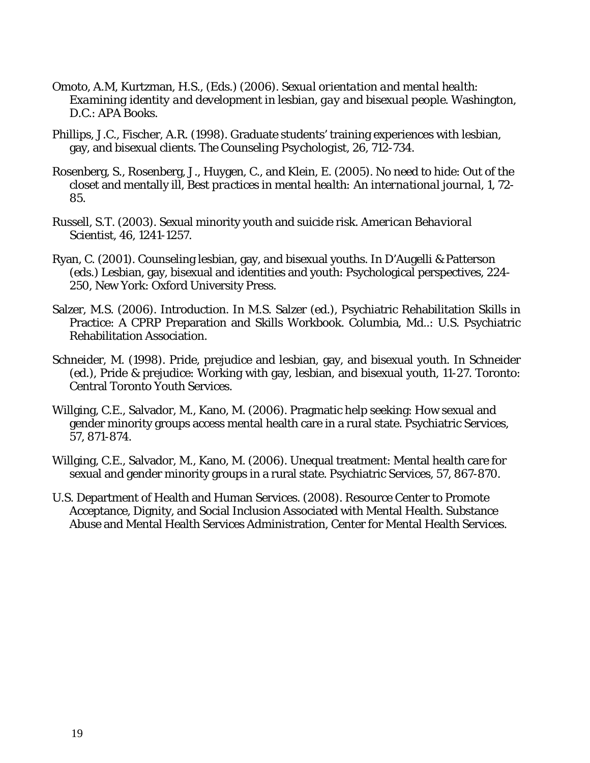Omoto, A.M, Kurtzman, H.S., (Eds.) (2006). *Sexual orientation and mental health: Examining identity and development in lesbian, gay and bisexual people*. Washington, D.C.: APA Books.

Phillips, J.C., Fischer, A.R. (1998). Graduate students' training experiences with lesbian, gay, and bisexual clients. The Counseling Psychologist, 26, 712-734.

Rosenberg, S., Rosenberg, J., Huygen, C., and Klein, E. (2005). No need to hide: Out of the closet and mentally ill, *Best practices in mental health: An international journal*, 1, 72-85.

Russell, S.T. (2003). Sexual minority youth and suicide risk. *American Behavioral Scientist*, 46, 1241-1257.

Ryan, C. (2001). Counseling lesbian, gay, and bisexual youths. In D'Augelli & Patterson (eds.) Lesbian, gay, bisexual and identities and youth: Psychological perspectives, 224-250, New York: Oxford University Press.

Salzer, M.S. (2006). Introduction. In M.S. Salzer (ed.), Psychiatric Rehabilitation Skills in Practice: A CPRP Preparation and Skills Workbook. Columbia, Md..: U.S. Psychiatric Rehabilitation Association.

Schneider, M. (1998). Pride, prejudice and lesbian, gay, and bisexual youth. In Schneider (ed.), Pride & prejudice: Working with gay, lesbian, and bisexual youth, 11-27. Toronto: Central Toronto Youth Services.

Willging, C.E., Salvador, M., Kano, M. (2006). Pragmatic help seeking: How sexual and gender minority groups access mental health care in a rural state. Psychiatric Services, 57, 871-874.

Willging, C.E., Salvador, M., Kano, M. (2006). Unequal treatment: Mental health care for sexual and gender minority groups in a rural state. Psychiatric Services, 57, 867-870.

U.S. Department of Health and Human Services. (2008). Resource Center to Promote Acceptance, Dignity, and Social Inclusion Associated with Mental Health. Substance Abuse and Mental Health Services Administration, Center for Mental Health Services.